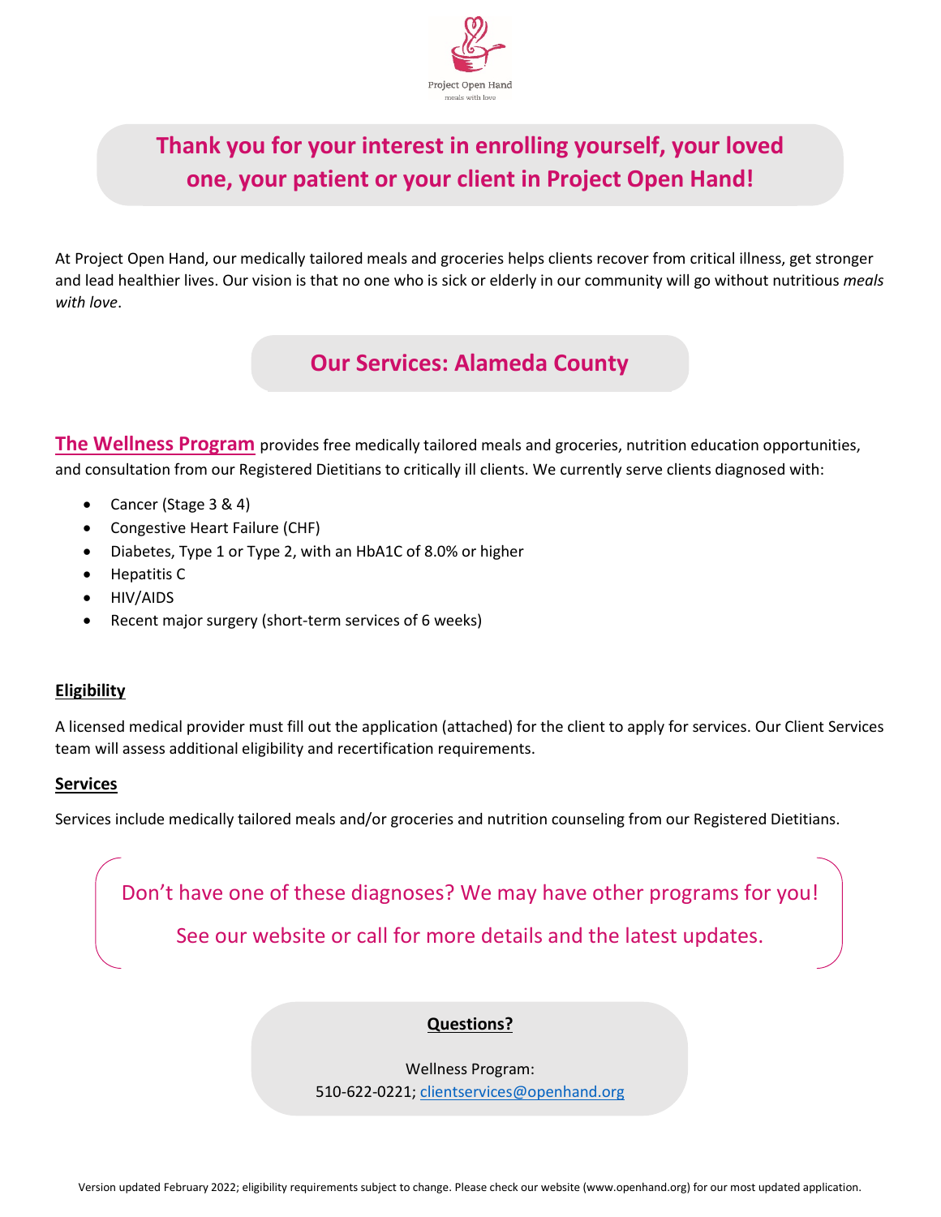Project Open Hand

meals with love

# Thank you for your interest in enrolling yourself, your loved one, your patient or your client in Project Open Hand!

At Project Open Hand, our medically tailored meals and groceries helps clients recover from critical illness, get stronger and lead healthier lives. Our vision is that no one who is sick or elderly in our community will go without nutritious *meals with love*.

## Our Services: Alameda County

**The Wellness Program** provides free medically tailored meals and groceries, nutrition education opportunities, and consultation from our Registered Dietitians to critically ill clients. We currently serve clients diagnosed with:

- Cancer (Stage 3 & 4)
- Congestive Heart Failure (CHF)
- Diabetes, Type 1 or Type 2, with an HbA1C of 8.0% or higher
- Hepatitis C
- HIV/AIDS
- Recent major surgery (short-term services of 6 weeks)

### Eligibility

A licensed medical provider must fill out the application (attached) for the client to apply for services. Our Client Services team will assess additional eligibility and recertification requirements.

### Services

Services include medically tailored meals and/or groceries and nutrition counseling from our Registered Dietitians.

Don't have one of these diagnoses? We may have other programs for you!

See our website or call for more details and the latest updates.

### Questions?

Wellness Program:
510-622-0221; clientservices@openhand.org

Version updated February 2022; eligibility requirements subject to change. Please check our website (www.openhand.org) for our most updated application.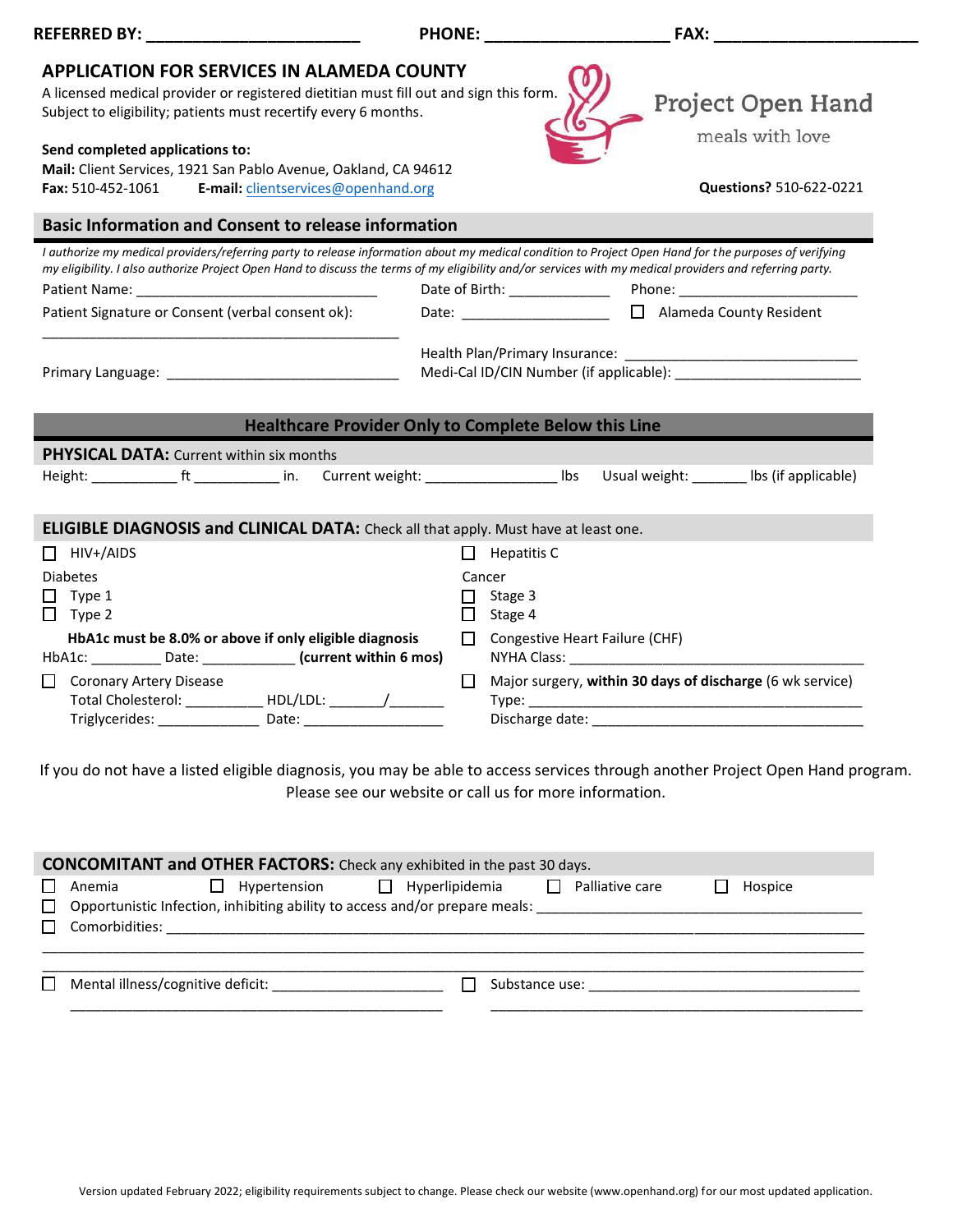**REFERRED BY:** ______________________ **PHONE:** ____________________ **FAX:** ______________________

## APPLICATION FOR SERVICES IN ALAMEDA COUNTY

A licensed medical provider or registered dietitian must fill out and sign this form.
Subject to eligibility; patients must recertify every 6 months.

Project Open Hand
meals with love

**Send completed applications to:**
**Mail:** Client Services, 1921 San Pablo Avenue, Oakland, CA 94612
**Fax:** 510-452-1061 **E-mail:** clientservices@openhand.org

**Questions?** 510-622-0221

## Basic Information and Consent to release information

*I authorize my medical providers/referring party to release information about my medical condition to Project Open Hand for the purposes of verifying my eligibility. I also authorize Project Open Hand to discuss the terms of my eligibility and/or services with my medical providers and referring party.*

Patient Name: ______________________________ Date of Birth: ____________ Phone: ______________________

Patient Signature or Consent (verbal consent ok): ______________________________ Date: __________________ ☐ Alameda County Resident

Health Plan/Primary Insurance: ______________________________

Primary Language: ______________________________ Medi-Cal ID/CIN Number (if applicable): ______________________

## Healthcare Provider Only to Complete Below this Line

### PHYSICAL DATA: Current within six months

Height: __________ ft __________ in. Current weight: ________________ lbs Usual weight: _______ lbs (if applicable)

### ELIGIBLE DIAGNOSIS and CLINICAL DATA: Check all that apply. Must have at least one.

☐ HIV+/AIDS

Diabetes
☐ Type 1
☐ Type 2

**HbA1c must be 8.0% or above if only eligible diagnosis**
HbA1c: ________ Date: ___________ **(current within 6 mos)**

☐ Coronary Artery Disease
Total Cholesterol: _________ HDL/LDL: _______/_______
Triglycerides: ____________ Date: _________________

☐ Hepatitis C

Cancer
☐ Stage 3
☐ Stage 4

☐ Congestive Heart Failure (CHF)
NYHA Class: ______________________________________

☐ Major surgery, **within 30 days of discharge** (6 wk service)
Type: ______________________________________
Discharge date: ______________________________________

If you do not have a listed eligible diagnosis, you may be able to access services through another Project Open Hand program. Please see our website or call us for more information.

### CONCOMITANT and OTHER FACTORS: Check any exhibited in the past 30 days.

☐ Anemia ☐ Hypertension ☐ Hyperlipidemia ☐ Palliative care ☐ Hospice

☐ Opportunistic Infection, inhibiting ability to access and/or prepare meals: ______________________________________

☐ Comorbidities: ______________________________________
______________________________________

☐ Mental illness/cognitive deficit: ______________________
______________________________________

☐ Substance use: ______________________________
______________________________________

Version updated February 2022; eligibility requirements subject to change. Please check our website (www.openhand.org) for our most updated application.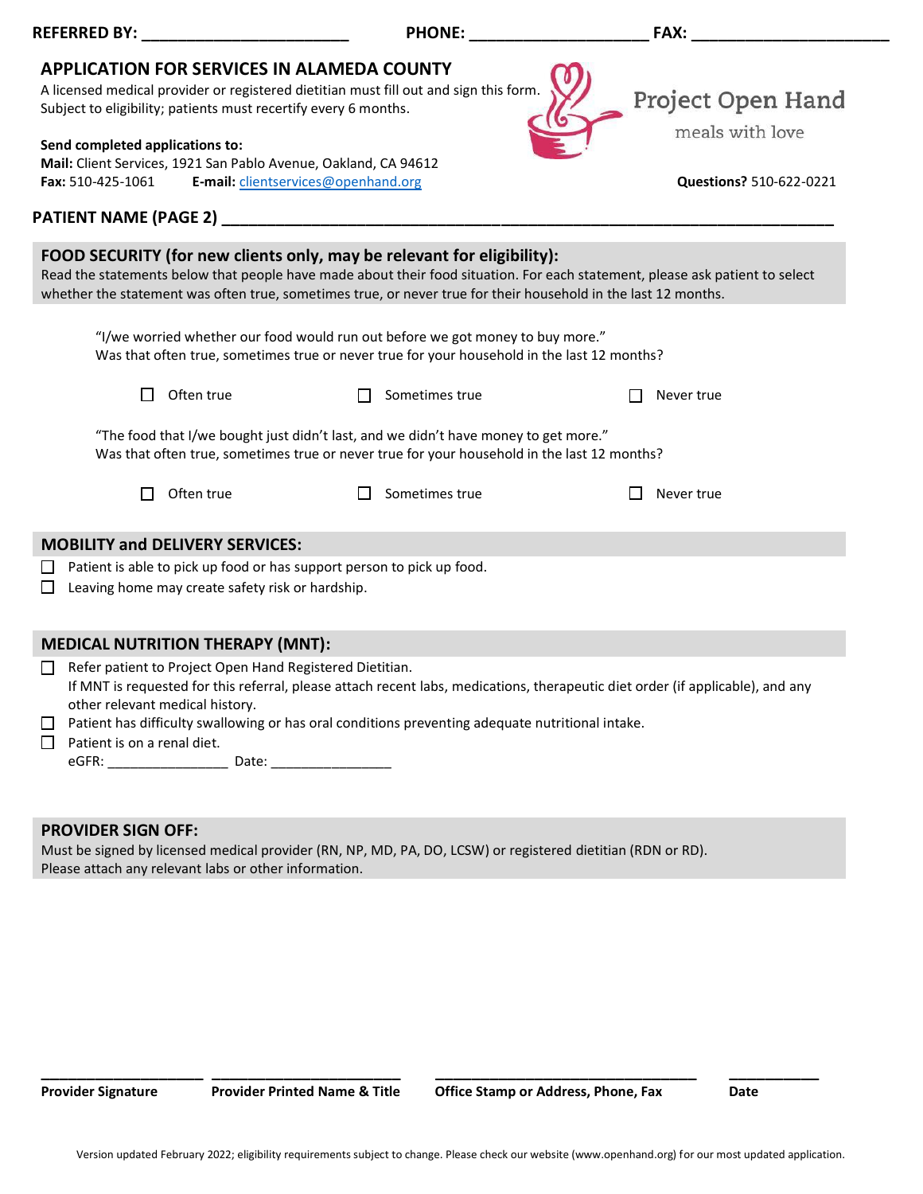**REFERRED BY:** ________________________ **PHONE:** ____________________ **FAX:** ______________________

## APPLICATION FOR SERVICES IN ALAMEDA COUNTY

A licensed medical provider or registered dietitian must fill out and sign this form.
Subject to eligibility; patients must recertify every 6 months.

Project Open Hand
meals with love

**Send completed applications to:**
**Mail:** Client Services, 1921 San Pablo Avenue, Oakland, CA 94612
**Fax:** 510-425-1061 **E-mail:** clientservices@openhand.org

**Questions?** 510-622-0221

**PATIENT NAME (PAGE 2)** ______________________________________________________________________

### FOOD SECURITY (for new clients only, may be relevant for eligibility):

Read the statements below that people have made about their food situation. For each statement, please ask patient to select whether the statement was often true, sometimes true, or never true for their household in the last 12 months.

"I/we worried whether our food would run out before we got money to buy more."
Was that often true, sometimes true or never true for your household in the last 12 months?

☐ Often true ☐ Sometimes true ☐ Never true

"The food that I/we bought just didn't last, and we didn't have money to get more."
Was that often true, sometimes true or never true for your household in the last 12 months?

☐ Often true ☐ Sometimes true ☐ Never true

### MOBILITY and DELIVERY SERVICES:

- ☐ Patient is able to pick up food or has support person to pick up food.
- ☐ Leaving home may create safety risk or hardship.

### MEDICAL NUTRITION THERAPY (MNT):

- ☐ Refer patient to Project Open Hand Registered Dietitian.
  If MNT is requested for this referral, please attach recent labs, medications, therapeutic diet order (if applicable), and any other relevant medical history.
- ☐ Patient has difficulty swallowing or has oral conditions preventing adequate nutritional intake.
- ☐ Patient is on a renal diet.
  eGFR: ________________ Date: ________________

### PROVIDER SIGN OFF:

Must be signed by licensed medical provider (RN, NP, MD, PA, DO, LCSW) or registered dietitian (RDN or RD).
Please attach any relevant labs or other information.

____________________ ________________________ __________________________________ ___________

**Provider Signature** **Provider Printed Name & Title** **Office Stamp or Address, Phone, Fax** **Date**

Version updated February 2022; eligibility requirements subject to change. Please check our website (www.openhand.org) for our most updated application.